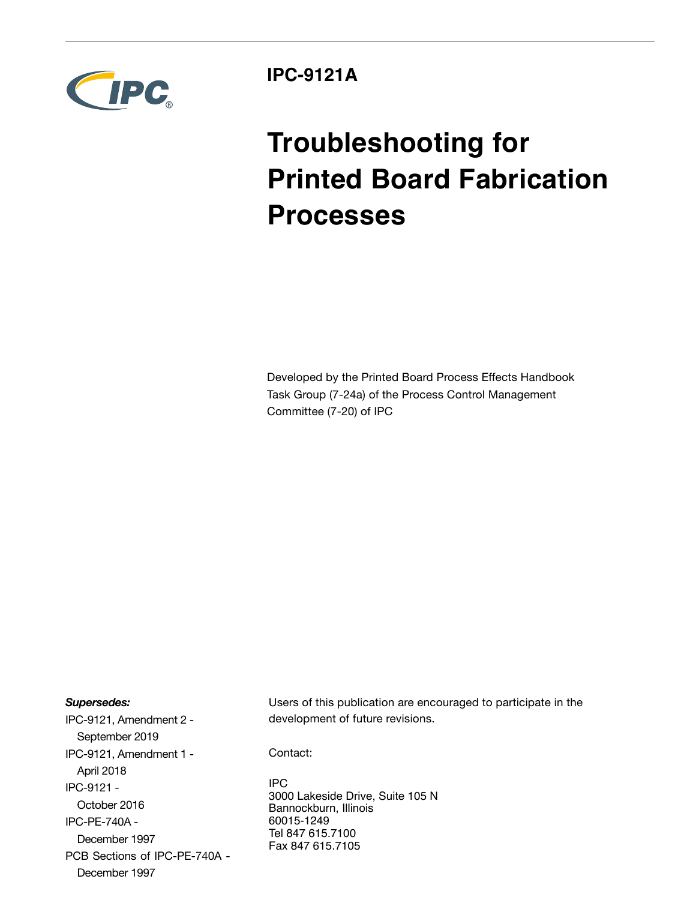IPC-9121A

# Troubleshooting for Printed Board Fabrication Processes

Developed by the Printed Board Process Effects Handbook Task Group (7-24a) of the Process Control Management Committee (7-20) of IPC

***Supersedes:***

IPC-9121, Amendment 2 - September 2019

IPC-9121, Amendment 1 - April 2018

IPC-9121 - October 2016

IPC-PE-740A - December 1997

PCB Sections of IPC-PE-740A - December 1997

Users of this publication are encouraged to participate in the development of future revisions.

Contact:

IPC
3000 Lakeside Drive, Suite 105 N
Bannockburn, Illinois
60015-1249
Tel 847 615.7100
Fax 847 615.7105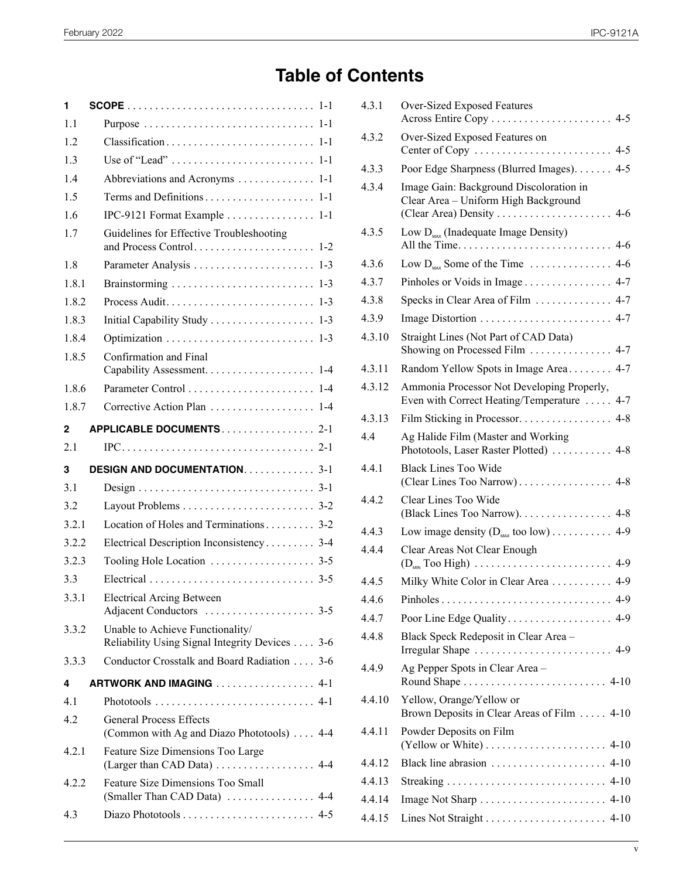# Table of Contents

| | | |
|---|---|---|
| **1** | **SCOPE** | 1-1 |
| 1.1 | Purpose | 1-1 |
| 1.2 | Classification | 1-1 |
| 1.3 | Use of "Lead" | 1-1 |
| 1.4 | Abbreviations and Acronyms | 1-1 |
| 1.5 | Terms and Definitions | 1-1 |
| 1.6 | IPC-9121 Format Example | 1-1 |
| 1.7 | Guidelines for Effective Troubleshooting and Process Control | 1-2 |
| 1.8 | Parameter Analysis | 1-3 |
| 1.8.1 | Brainstorming | 1-3 |
| 1.8.2 | Process Audit | 1-3 |
| 1.8.3 | Initial Capability Study | 1-3 |
| 1.8.4 | Optimization | 1-3 |
| 1.8.5 | Confirmation and Final Capability Assessment | 1-4 |
| 1.8.6 | Parameter Control | 1-4 |
| 1.8.7 | Corrective Action Plan | 1-4 |
| **2** | **APPLICABLE DOCUMENTS** | 2-1 |
| 2.1 | IPC | 2-1 |
| **3** | **DESIGN AND DOCUMENTATION** | 3-1 |
| 3.1 | Design | 3-1 |
| 3.2 | Layout Problems | 3-2 |
| 3.2.1 | Location of Holes and Terminations | 3-2 |
| 3.2.2 | Electrical Description Inconsistency | 3-4 |
| 3.2.3 | Tooling Hole Location | 3-5 |
| 3.3 | Electrical | 3-5 |
| 3.3.1 | Electrical Arcing Between Adjacent Conductors | 3-5 |
| 3.3.2 | Unable to Achieve Functionality/ Reliability Using Signal Integrity Devices | 3-6 |
| 3.3.3 | Conductor Crosstalk and Board Radiation | 3-6 |
| **4** | **ARTWORK AND IMAGING** | 4-1 |
| 4.1 | Phototools | 4-1 |
| 4.2 | General Process Effects (Common with Ag and Diazo Phototools) | 4-4 |
| 4.2.1 | Feature Size Dimensions Too Large (Larger than CAD Data) | 4-4 |
| 4.2.2 | Feature Size Dimensions Too Small (Smaller Than CAD Data) | 4-4 |
| 4.3 | Diazo Phototools | 4-5 |
| 4.3.1 | Over-Sized Exposed Features Across Entire Copy | 4-5 |
| 4.3.2 | Over-Sized Exposed Features on Center of Copy | 4-5 |
| 4.3.3 | Poor Edge Sharpness (Blurred Images) | 4-5 |
| 4.3.4 | Image Gain: Background Discoloration in Clear Area – Uniform High Background (Clear Area) Density | 4-6 |
| 4.3.5 | Low $D_{MAX}$ (Inadequate Image Density) All the Time | 4-6 |
| 4.3.6 | Low $D_{MAX}$ Some of the Time | 4-6 |
| 4.3.7 | Pinholes or Voids in Image | 4-7 |
| 4.3.8 | Specks in Clear Area of Film | 4-7 |
| 4.3.9 | Image Distortion | 4-7 |
| 4.3.10 | Straight Lines (Not Part of CAD Data) Showing on Processed Film | 4-7 |
| 4.3.11 | Random Yellow Spots in Image Area | 4-7 |
| 4.3.12 | Ammonia Processor Not Developing Properly, Even with Correct Heating/Temperature | 4-7 |
| 4.3.13 | Film Sticking in Processor | 4-8 |
| 4.4 | Ag Halide Film (Master and Working Phototools, Laser Raster Plotted) | 4-8 |
| 4.4.1 | Black Lines Too Wide (Clear Lines Too Narrow) | 4-8 |
| 4.4.2 | Clear Lines Too Wide (Black Lines Too Narrow) | 4-8 |
| 4.4.3 | Low image density ($D_{MAX}$ too low) | 4-9 |
| 4.4.4 | Clear Areas Not Clear Enough ($D_{MIN}$ Too High) | 4-9 |
| 4.4.5 | Milky White Color in Clear Area | 4-9 |
| 4.4.6 | Pinholes | 4-9 |
| 4.4.7 | Poor Line Edge Quality | 4-9 |
| 4.4.8 | Black Speck Redeposit in Clear Area – Irregular Shape | 4-9 |
| 4.4.9 | Ag Pepper Spots in Clear Area – Round Shape | 4-10 |
| 4.4.10 | Yellow, Orange/Yellow or Brown Deposits in Clear Areas of Film | 4-10 |
| 4.4.11 | Powder Deposits on Film (Yellow or White) | 4-10 |
| 4.4.12 | Black line abrasion | 4-10 |
| 4.4.13 | Streaking | 4-10 |
| 4.4.14 | Image Not Sharp | 4-10 |
| 4.4.15 | Lines Not Straight | 4-10 |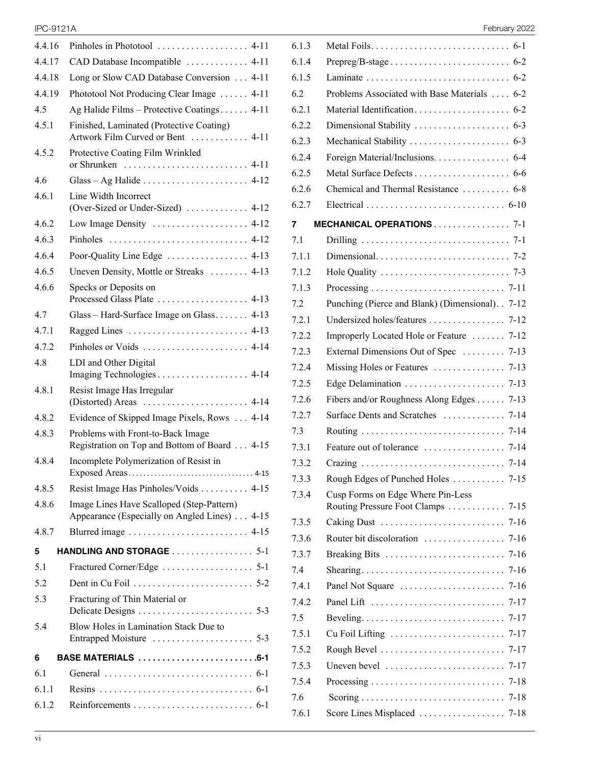| | | |
|---|---|---|
| 4.4.16 | Pinholes in Phototool | 4-11 |
| 4.4.17 | CAD Database Incompatible | 4-11 |
| 4.4.18 | Long or Slow CAD Database Conversion | 4-11 |
| 4.4.19 | Phototool Not Producing Clear Image | 4-11 |
| 4.5 | Ag Halide Films – Protective Coatings | 4-11 |
| 4.5.1 | Finished, Laminated (Protective Coating) Artwork Film Curved or Bent | 4-11 |
| 4.5.2 | Protective Coating Film Wrinkled or Shrunken | 4-11 |
| 4.6 | Glass – Ag Halide | 4-12 |
| 4.6.1 | Line Width Incorrect (Over-Sized or Under-Sized) | 4-12 |
| 4.6.2 | Low Image Density | 4-12 |
| 4.6.3 | Pinholes | 4-12 |
| 4.6.4 | Poor-Quality Line Edge | 4-13 |
| 4.6.5 | Uneven Density, Mottle or Streaks | 4-13 |
| 4.6.6 | Specks or Deposits on Processed Glass Plate | 4-13 |
| 4.7 | Glass – Hard-Surface Image on Glass | 4-13 |
| 4.7.1 | Ragged Lines | 4-13 |
| 4.7.2 | Pinholes or Voids | 4-14 |
| 4.8 | LDI and Other Digital Imaging Technologies | 4-14 |
| 4.8.1 | Resist Image Has Irregular (Distorted) Areas | 4-14 |
| 4.8.2 | Evidence of Skipped Image Pixels, Rows | 4-14 |
| 4.8.3 | Problems with Front-to-Back Image Registration on Top and Bottom of Board | 4-15 |
| 4.8.4 | Incomplete Polymerization of Resist in Exposed Areas | 4-15 |
| 4.8.5 | Resist Image Has Pinholes/Voids | 4-15 |
| 4.8.6 | Image Lines Have Scalloped (Step-Pattern) Appearance (Especially on Angled Lines) | 4-15 |
| 4.8.7 | Blurred image | 4-15 |
| **5** | **HANDLING AND STORAGE** | **5-1** |
| 5.1 | Fractured Corner/Edge | 5-1 |
| 5.2 | Dent in Cu Foil | 5-2 |
| 5.3 | Fracturing of Thin Material or Delicate Designs | 5-3 |
| 5.4 | Blow Holes in Lamination Stack Due to Entrapped Moisture | 5-3 |
| **6** | **BASE MATERIALS** | **6-1** |
| 6.1 | General | 6-1 |
| 6.1.1 | Resins | 6-1 |
| 6.1.2 | Reinforcements | 6-1 |
| 6.1.3 | Metal Foils | 6-1 |
| 6.1.4 | Prepreg/B-stage | 6-2 |
| 6.1.5 | Laminate | 6-2 |
| 6.2 | Problems Associated with Base Materials | 6-2 |
| 6.2.1 | Material Identification | 6-2 |
| 6.2.2 | Dimensional Stability | 6-3 |
| 6.2.3 | Mechanical Stability | 6-3 |
| 6.2.4 | Foreign Material/Inclusions | 6-4 |
| 6.2.5 | Metal Surface Defects | 6-6 |
| 6.2.6 | Chemical and Thermal Resistance | 6-8 |
| 6.2.7 | Electrical | 6-10 |
| **7** | **MECHANICAL OPERATIONS** | **7-1** |
| 7.1 | Drilling | 7-1 |
| 7.1.1 | Dimensional | 7-2 |
| 7.1.2 | Hole Quality | 7-3 |
| 7.1.3 | Processing | 7-11 |
| 7.2 | Punching (Pierce and Blank) (Dimensional) | 7-12 |
| 7.2.1 | Undersized holes/features | 7-12 |
| 7.2.2 | Improperly Located Hole or Feature | 7-12 |
| 7.2.3 | External Dimensions Out of Spec | 7-13 |
| 7.2.4 | Missing Holes or Features | 7-13 |
| 7.2.5 | Edge Delamination | 7-13 |
| 7.2.6 | Fibers and/or Roughness Along Edges | 7-13 |
| 7.2.7 | Surface Dents and Scratches | 7-14 |
| 7.3 | Routing | 7-14 |
| 7.3.1 | Feature out of tolerance | 7-14 |
| 7.3.2 | Crazing | 7-14 |
| 7.3.3 | Rough Edges of Punched Holes | 7-15 |
| 7.3.4 | Cusp Forms on Edge Where Pin-Less Routing Pressure Foot Clamps | 7-15 |
| 7.3.5 | Caking Dust | 7-16 |
| 7.3.6 | Router bit discoloration | 7-16 |
| 7.3.7 | Breaking Bits | 7-16 |
| 7.4 | Shearing | 7-16 |
| 7.4.1 | Panel Not Square | 7-16 |
| 7.4.2 | Panel Lift | 7-17 |
| 7.5 | Beveling | 7-17 |
| 7.5.1 | Cu Foil Lifting | 7-17 |
| 7.5.2 | Rough Bevel | 7-17 |
| 7.5.3 | Uneven bevel | 7-17 |
| 7.5.4 | Processing | 7-18 |
| 7.6 | Scoring | 7-18 |
| 7.6.1 | Score Lines Misplaced | 7-18 |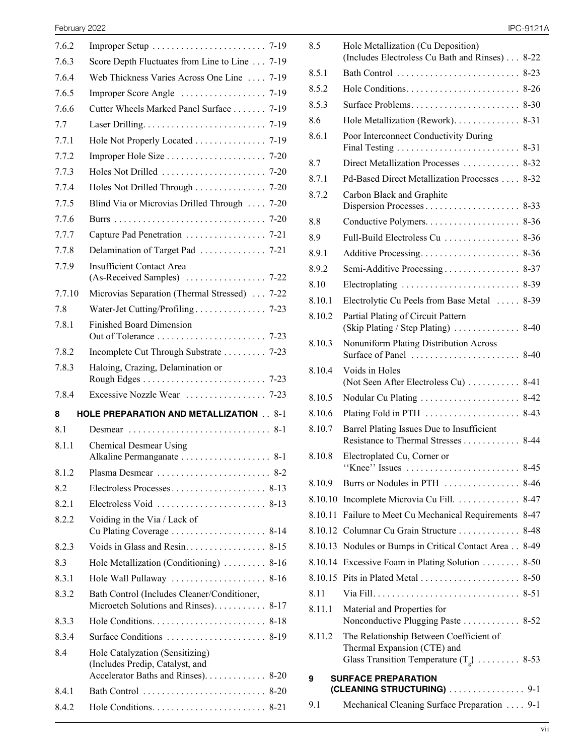| | | |
|---|---|---|
| 7.6.2 | Improper Setup | 7-19 |
| 7.6.3 | Score Depth Fluctuates from Line to Line | 7-19 |
| 7.6.4 | Web Thickness Varies Across One Line | 7-19 |
| 7.6.5 | Improper Score Angle | 7-19 |
| 7.6.6 | Cutter Wheels Marked Panel Surface | 7-19 |
| 7.7 | Laser Drilling | 7-19 |
| 7.7.1 | Hole Not Properly Located | 7-19 |
| 7.7.2 | Improper Hole Size | 7-20 |
| 7.7.3 | Holes Not Drilled | 7-20 |
| 7.7.4 | Holes Not Drilled Through | 7-20 |
| 7.7.5 | Blind Via or Microvias Drilled Through | 7-20 |
| 7.7.6 | Burrs | 7-20 |
| 7.7.7 | Capture Pad Penetration | 7-21 |
| 7.7.8 | Delamination of Target Pad | 7-21 |
| 7.7.9 | Insufficient Contact Area (As-Received Samples) | 7-22 |
| 7.7.10 | Microvias Separation (Thermal Stressed) | 7-22 |
| 7.8 | Water-Jet Cutting/Profiling | 7-23 |
| 7.8.1 | Finished Board Dimension Out of Tolerance | 7-23 |
| 7.8.2 | Incomplete Cut Through Substrate | 7-23 |
| 7.8.3 | Haloing, Crazing, Delamination or Rough Edges | 7-23 |
| 7.8.4 | Excessive Nozzle Wear | 7-23 |
| **8** | **HOLE PREPARATION AND METALLIZATION** | **8-1** |
| 8.1 | Desmear | 8-1 |
| 8.1.1 | Chemical Desmear Using Alkaline Permanganate | 8-1 |
| 8.1.2 | Plasma Desmear | 8-2 |
| 8.2 | Electroless Processes | 8-13 |
| 8.2.1 | Electroless Void | 8-13 |
| 8.2.2 | Voiding in the Via / Lack of Cu Plating Coverage | 8-14 |
| 8.2.3 | Voids in Glass and Resin | 8-15 |
| 8.3 | Hole Metallization (Conditioning) | 8-16 |
| 8.3.1 | Hole Wall Pullaway | 8-16 |
| 8.3.2 | Bath Control (Includes Cleaner/Conditioner, Microetch Solutions and Rinses) | 8-17 |
| 8.3.3 | Hole Conditions | 8-18 |
| 8.3.4 | Surface Conditions | 8-19 |
| 8.4 | Hole Catalyzation (Sensitizing) (Includes Predip, Catalyst, and Accelerator Baths and Rinses) | 8-20 |
| 8.4.1 | Bath Control | 8-20 |
| 8.4.2 | Hole Conditions | 8-21 |
| 8.5 | Hole Metallization (Cu Deposition) (Includes Electroless Cu Bath and Rinses) | 8-22 |
| 8.5.1 | Bath Control | 8-23 |
| 8.5.2 | Hole Conditions | 8-26 |
| 8.5.3 | Surface Problems | 8-30 |
| 8.6 | Hole Metallization (Rework) | 8-31 |
| 8.6.1 | Poor Interconnect Conductivity During Final Testing | 8-31 |
| 8.7 | Direct Metallization Processes | 8-32 |
| 8.7.1 | Pd-Based Direct Metallization Processes | 8-32 |
| 8.7.2 | Carbon Black and Graphite Dispersion Processes | 8-33 |
| 8.8 | Conductive Polymers | 8-36 |
| 8.9 | Full-Build Electroless Cu | 8-36 |
| 8.9.1 | Additive Processing | 8-36 |
| 8.9.2 | Semi-Additive Processing | 8-37 |
| 8.10 | Electroplating | 8-39 |
| 8.10.1 | Electrolytic Cu Peels from Base Metal | 8-39 |
| 8.10.2 | Partial Plating of Circuit Pattern (Skip Plating / Step Plating) | 8-40 |
| 8.10.3 | Nonuniform Plating Distribution Across Surface of Panel | 8-40 |
| 8.10.4 | Voids in Holes (Not Seen After Electroless Cu) | 8-41 |
| 8.10.5 | Nodular Cu Plating | 8-42 |
| 8.10.6 | Plating Fold in PTH | 8-43 |
| 8.10.7 | Barrel Plating Issues Due to Insufficient Resistance to Thermal Stresses | 8-44 |
| 8.10.8 | Electroplated Cu, Corner or ''Knee'' Issues | 8-45 |
| 8.10.9 | Burrs or Nodules in PTH | 8-46 |
| 8.10.10 | Incomplete Microvia Cu Fill | 8-47 |
| 8.10.11 | Failure to Meet Cu Mechanical Requirements | 8-47 |
| 8.10.12 | Columnar Cu Grain Structure | 8-48 |
| 8.10.13 | Nodules or Bumps in Critical Contact Area | 8-49 |
| 8.10.14 | Excessive Foam in Plating Solution | 8-50 |
| 8.10.15 | Pits in Plated Metal | 8-50 |
| 8.11 | Via Fill | 8-51 |
| 8.11.1 | Material and Properties for Nonconductive Plugging Paste | 8-52 |
| 8.11.2 | The Relationship Between Coefficient of Thermal Expansion (CTE) and Glass Transition Temperature ($T_g$) | 8-53 |
| **9** | **SURFACE PREPARATION (CLEANING STRUCTURING)** | **9-1** |
| 9.1 | Mechanical Cleaning Surface Preparation | 9-1 |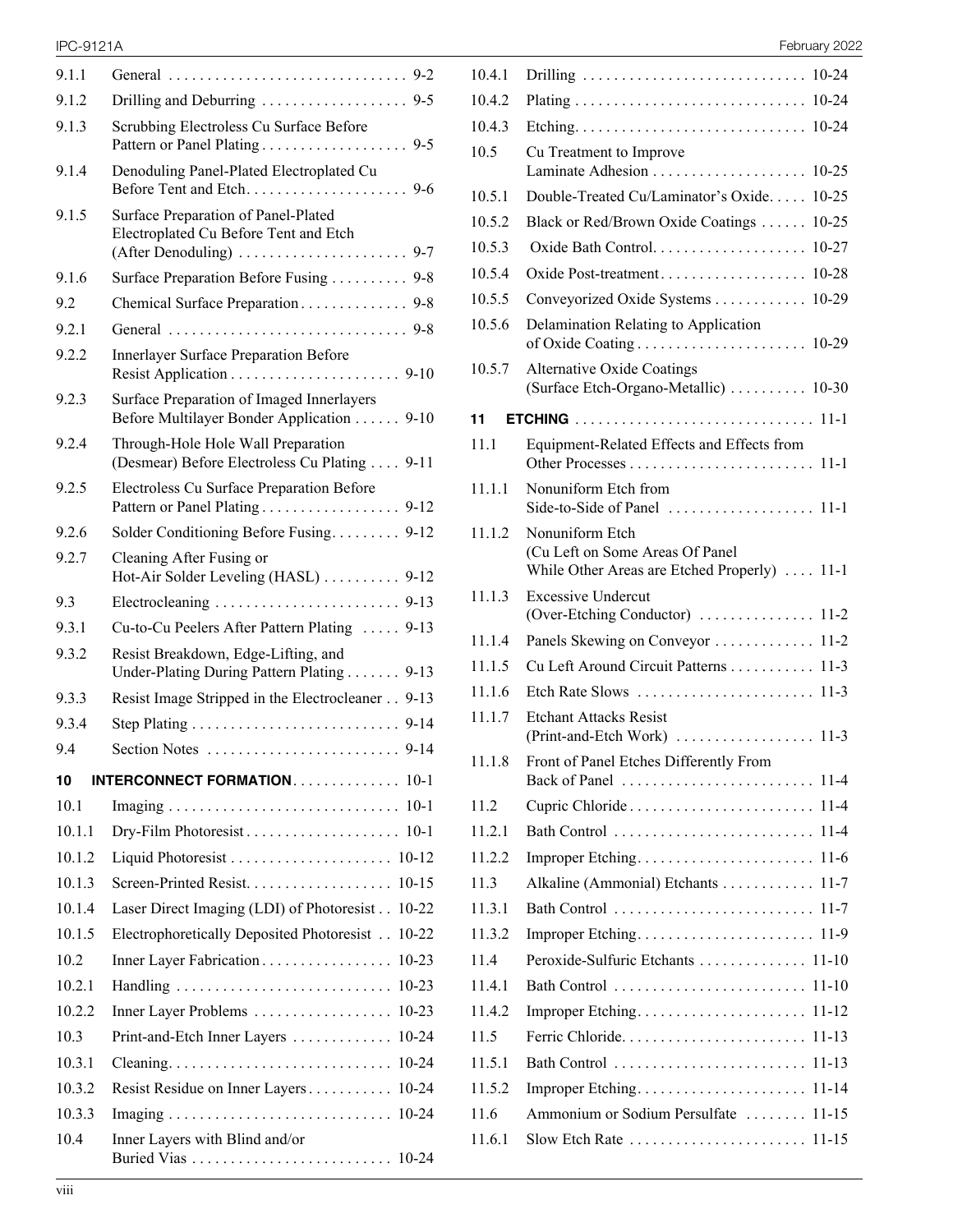9.1.1 General ............................... 9-2
9.1.2 Drilling and Deburring ................... 9-5
9.1.3 Scrubbing Electroless Cu Surface Before Pattern or Panel Plating ................... 9-5
9.1.4 Denoduling Panel-Plated Electroplated Cu Before Tent and Etch..................... 9-6
9.1.5 Surface Preparation of Panel-Plated Electroplated Cu Before Tent and Etch (After Denoduling) ...................... 9-7
9.1.6 Surface Preparation Before Fusing .......... 9-8
9.2 Chemical Surface Preparation.............. 9-8
9.2.1 General ............................... 9-8
9.2.2 Innerlayer Surface Preparation Before Resist Application ...................... 9-10
9.2.3 Surface Preparation of Imaged Innerlayers Before Multilayer Bonder Application ...... 9-10
9.2.4 Through-Hole Hole Wall Preparation (Desmear) Before Electroless Cu Plating .... 9-11
9.2.5 Electroless Cu Surface Preparation Before Pattern or Panel Plating .................. 9-12
9.2.6 Solder Conditioning Before Fusing......... 9-12
9.2.7 Cleaning After Fusing or Hot-Air Solder Leveling (HASL) .......... 9-12
9.3 Electrocleaning ........................ 9-13
9.3.1 Cu-to-Cu Peelers After Pattern Plating ..... 9-13
9.3.2 Resist Breakdown, Edge-Lifting, and Under-Plating During Pattern Plating ....... 9-13
9.3.3 Resist Image Stripped in the Electrocleaner .. 9-13
9.3.4 Step Plating ........................... 9-14
9.4 Section Notes ......................... 9-14

**10 INTERCONNECT FORMATION.............. 10-1**

10.1 Imaging .............................. 10-1
10.1.1 Dry-Film Photoresist.................... 10-1
10.1.2 Liquid Photoresist ..................... 10-12
10.1.3 Screen-Printed Resist................... 10-15
10.1.4 Laser Direct Imaging (LDI) of Photoresist .. 10-22
10.1.5 Electrophoretically Deposited Photoresist .. 10-22
10.2 Inner Layer Fabrication................. 10-23
10.2.1 Handling ............................ 10-23
10.2.2 Inner Layer Problems .................. 10-23
10.3 Print-and-Etch Inner Layers ............. 10-24
10.3.1 Cleaning............................. 10-24
10.3.2 Resist Residue on Inner Layers........... 10-24
10.3.3 Imaging ............................. 10-24
10.4 Inner Layers with Blind and/or Buried Vias .......................... 10-24
10.4.1 Drilling ............................. 10-24
10.4.2 Plating .............................. 10-24
10.4.3 Etching.............................. 10-24
10.5 Cu Treatment to Improve Laminate Adhesion .................... 10-25
10.5.1 Double-Treated Cu/Laminator's Oxide..... 10-25
10.5.2 Black or Red/Brown Oxide Coatings ...... 10-25
10.5.3 Oxide Bath Control.................... 10-27
10.5.4 Oxide Post-treatment................... 10-28
10.5.5 Conveyorized Oxide Systems ............ 10-29
10.5.6 Delamination Relating to Application of Oxide Coating ...................... 10-29
10.5.7 Alternative Oxide Coatings (Surface Etch-Organo-Metallic) .......... 10-30

**11 ETCHING ............................... 11-1**

11.1 Equipment-Related Effects and Effects from Other Processes ........................ 11-1
11.1.1 Nonuniform Etch from Side-to-Side of Panel ................... 11-1
11.1.2 Nonuniform Etch (Cu Left on Some Areas Of Panel While Other Areas are Etched Properly) .... 11-1
11.1.3 Excessive Undercut (Over-Etching Conductor) ............... 11-2
11.1.4 Panels Skewing on Conveyor ............. 11-2
11.1.5 Cu Left Around Circuit Patterns ........... 11-3
11.1.6 Etch Rate Slows ....................... 11-3
11.1.7 Etchant Attacks Resist (Print-and-Etch Work) .................. 11-3
11.1.8 Front of Panel Etches Differently From Back of Panel ......................... 11-4
11.2 Cupric Chloride........................ 11-4
11.2.1 Bath Control .......................... 11-4
11.2.2 Improper Etching....................... 11-6
11.3 Alkaline (Ammonial) Etchants ............ 11-7
11.3.1 Bath Control .......................... 11-7
11.3.2 Improper Etching....................... 11-9
11.4 Peroxide-Sulfuric Etchants .............. 11-10
11.4.1 Bath Control ......................... 11-10
11.4.2 Improper Etching...................... 11-12
11.5 Ferric Chloride........................ 11-13
11.5.1 Bath Control ......................... 11-13
11.5.2 Improper Etching...................... 11-14
11.6 Ammonium or Sodium Persulfate ........ 11-15
11.6.1 Slow Etch Rate ....................... 11-15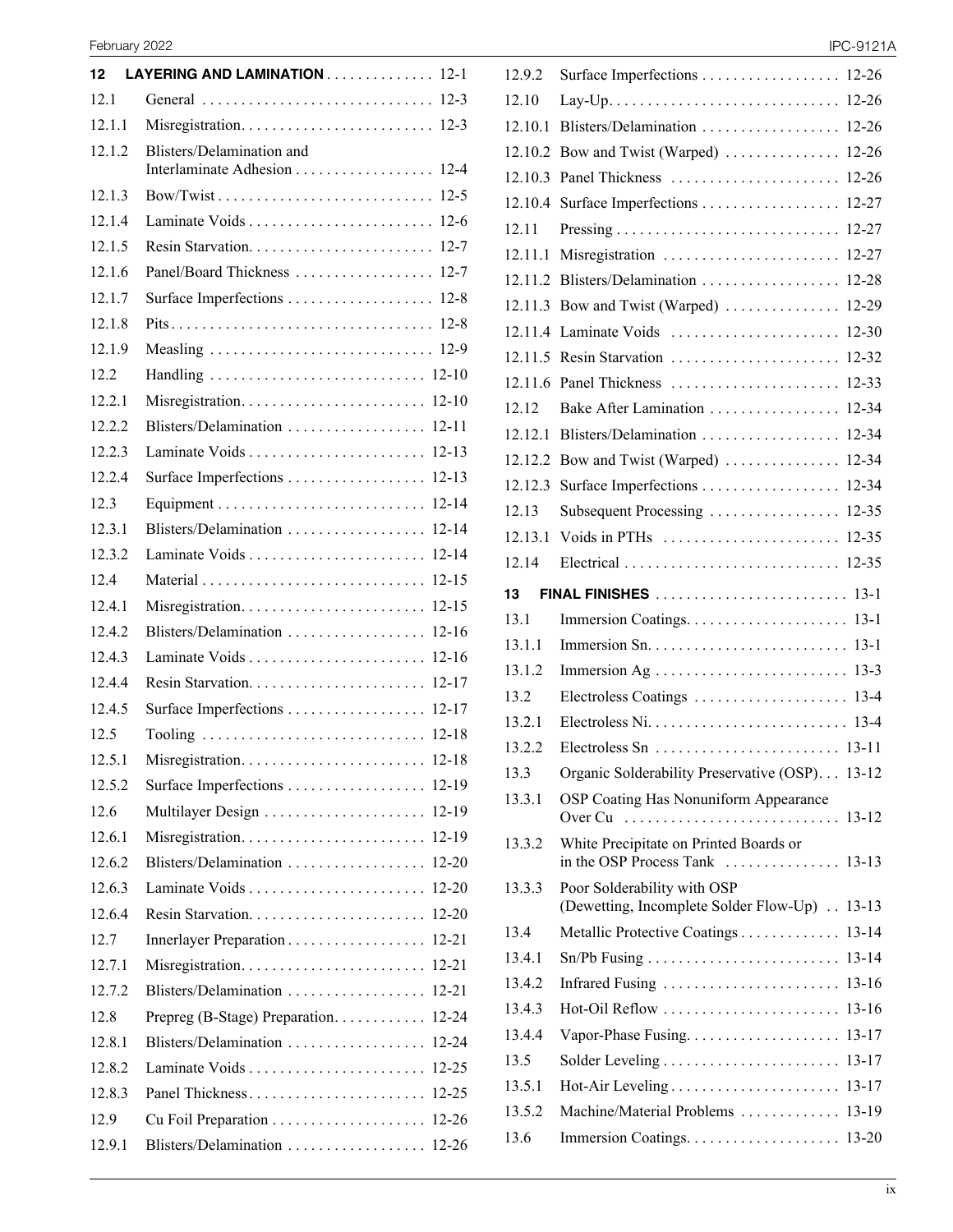| | | |
|---|---|---|
| **12** | **LAYERING AND LAMINATION** | 12-1 |
| 12.1 | General | 12-3 |
| 12.1.1 | Misregistration | 12-3 |
| 12.1.2 | Blisters/Delamination and Interlaminate Adhesion | 12-4 |
| 12.1.3 | Bow/Twist | 12-5 |
| 12.1.4 | Laminate Voids | 12-6 |
| 12.1.5 | Resin Starvation | 12-7 |
| 12.1.6 | Panel/Board Thickness | 12-7 |
| 12.1.7 | Surface Imperfections | 12-8 |
| 12.1.8 | Pits | 12-8 |
| 12.1.9 | Measling | 12-9 |
| 12.2 | Handling | 12-10 |
| 12.2.1 | Misregistration | 12-10 |
| 12.2.2 | Blisters/Delamination | 12-11 |
| 12.2.3 | Laminate Voids | 12-13 |
| 12.2.4 | Surface Imperfections | 12-13 |
| 12.3 | Equipment | 12-14 |
| 12.3.1 | Blisters/Delamination | 12-14 |
| 12.3.2 | Laminate Voids | 12-14 |
| 12.4 | Material | 12-15 |
| 12.4.1 | Misregistration | 12-15 |
| 12.4.2 | Blisters/Delamination | 12-16 |
| 12.4.3 | Laminate Voids | 12-16 |
| 12.4.4 | Resin Starvation | 12-17 |
| 12.4.5 | Surface Imperfections | 12-17 |
| 12.5 | Tooling | 12-18 |
| 12.5.1 | Misregistration | 12-18 |
| 12.5.2 | Surface Imperfections | 12-19 |
| 12.6 | Multilayer Design | 12-19 |
| 12.6.1 | Misregistration | 12-19 |
| 12.6.2 | Blisters/Delamination | 12-20 |
| 12.6.3 | Laminate Voids | 12-20 |
| 12.6.4 | Resin Starvation | 12-20 |
| 12.7 | Innerlayer Preparation | 12-21 |
| 12.7.1 | Misregistration | 12-21 |
| 12.7.2 | Blisters/Delamination | 12-21 |
| 12.8 | Prepreg (B-Stage) Preparation | 12-24 |
| 12.8.1 | Blisters/Delamination | 12-24 |
| 12.8.2 | Laminate Voids | 12-25 |
| 12.8.3 | Panel Thickness | 12-25 |
| 12.9 | Cu Foil Preparation | 12-26 |
| 12.9.1 | Blisters/Delamination | 12-26 |
| 12.9.2 | Surface Imperfections | 12-26 |
| 12.10 | Lay-Up | 12-26 |
| 12.10.1 | Blisters/Delamination | 12-26 |
| 12.10.2 | Bow and Twist (Warped) | 12-26 |
| 12.10.3 | Panel Thickness | 12-26 |
| 12.10.4 | Surface Imperfections | 12-27 |
| 12.11 | Pressing | 12-27 |
| 12.11.1 | Misregistration | 12-27 |
| 12.11.2 | Blisters/Delamination | 12-28 |
| 12.11.3 | Bow and Twist (Warped) | 12-29 |
| 12.11.4 | Laminate Voids | 12-30 |
| 12.11.5 | Resin Starvation | 12-32 |
| 12.11.6 | Panel Thickness | 12-33 |
| 12.12 | Bake After Lamination | 12-34 |
| 12.12.1 | Blisters/Delamination | 12-34 |
| 12.12.2 | Bow and Twist (Warped) | 12-34 |
| 12.12.3 | Surface Imperfections | 12-34 |
| 12.13 | Subsequent Processing | 12-35 |
| 12.13.1 | Voids in PTHs | 12-35 |
| 12.14 | Electrical | 12-35 |
| **13** | **FINAL FINISHES** | 13-1 |
| 13.1 | Immersion Coatings | 13-1 |
| 13.1.1 | Immersion Sn | 13-1 |
| 13.1.2 | Immersion Ag | 13-3 |
| 13.2 | Electroless Coatings | 13-4 |
| 13.2.1 | Electroless Ni | 13-4 |
| 13.2.2 | Electroless Sn | 13-11 |
| 13.3 | Organic Solderability Preservative (OSP) | 13-12 |
| 13.3.1 | OSP Coating Has Nonuniform Appearance Over Cu | 13-12 |
| 13.3.2 | White Precipitate on Printed Boards or in the OSP Process Tank | 13-13 |
| 13.3.3 | Poor Solderability with OSP (Dewetting, Incomplete Solder Flow-Up) | 13-13 |
| 13.4 | Metallic Protective Coatings | 13-14 |
| 13.4.1 | Sn/Pb Fusing | 13-14 |
| 13.4.2 | Infrared Fusing | 13-16 |
| 13.4.3 | Hot-Oil Reflow | 13-16 |
| 13.4.4 | Vapor-Phase Fusing | 13-17 |
| 13.5 | Solder Leveling | 13-17 |
| 13.5.1 | Hot-Air Leveling | 13-17 |
| 13.5.2 | Machine/Material Problems | 13-19 |
| 13.6 | Immersion Coatings | 13-20 |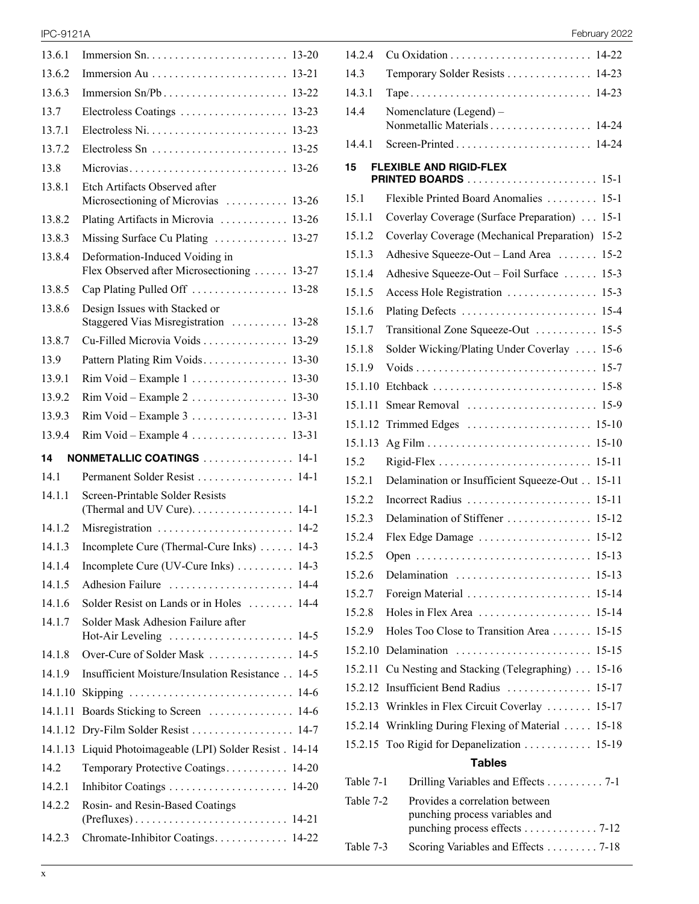| | | |
|---|---|---|
| 13.6.1 | Immersion Sn | 13-20 |
| 13.6.2 | Immersion Au | 13-21 |
| 13.6.3 | Immersion Sn/Pb | 13-22 |
| 13.7 | Electroless Coatings | 13-23 |
| 13.7.1 | Electroless Ni | 13-23 |
| 13.7.2 | Electroless Sn | 13-25 |
| 13.8 | Microvias | 13-26 |
| 13.8.1 | Etch Artifacts Observed after Microsectioning of Microvias | 13-26 |
| 13.8.2 | Plating Artifacts in Microvia | 13-26 |
| 13.8.3 | Missing Surface Cu Plating | 13-27 |
| 13.8.4 | Deformation-Induced Voiding in Flex Observed after Microsectioning | 13-27 |
| 13.8.5 | Cap Plating Pulled Off | 13-28 |
| 13.8.6 | Design Issues with Stacked or Staggered Vias Misregistration | 13-28 |
| 13.8.7 | Cu-Filled Microvia Voids | 13-29 |
| 13.9 | Pattern Plating Rim Voids | 13-30 |
| 13.9.1 | Rim Void – Example 1 | 13-30 |
| 13.9.2 | Rim Void – Example 2 | 13-30 |
| 13.9.3 | Rim Void – Example 3 | 13-31 |
| 13.9.4 | Rim Void – Example 4 | 13-31 |
| **14** | **NONMETALLIC COATINGS** | 14-1 |
| 14.1 | Permanent Solder Resist | 14-1 |
| 14.1.1 | Screen-Printable Solder Resists (Thermal and UV Cure) | 14-1 |
| 14.1.2 | Misregistration | 14-2 |
| 14.1.3 | Incomplete Cure (Thermal-Cure Inks) | 14-3 |
| 14.1.4 | Incomplete Cure (UV-Cure Inks) | 14-3 |
| 14.1.5 | Adhesion Failure | 14-4 |
| 14.1.6 | Solder Resist on Lands or in Holes | 14-4 |
| 14.1.7 | Solder Mask Adhesion Failure after Hot-Air Leveling | 14-5 |
| 14.1.8 | Over-Cure of Solder Mask | 14-5 |
| 14.1.9 | Insufficient Moisture/Insulation Resistance | 14-5 |
| 14.1.10 | Skipping | 14-6 |
| 14.1.11 | Boards Sticking to Screen | 14-6 |
| 14.1.12 | Dry-Film Solder Resist | 14-7 |
| 14.1.13 | Liquid Photoimageable (LPI) Solder Resist | 14-14 |
| 14.2 | Temporary Protective Coatings | 14-20 |
| 14.2.1 | Inhibitor Coatings | 14-20 |
| 14.2.2 | Rosin- and Resin-Based Coatings (Prefluxes) | 14-21 |
| 14.2.3 | Chromate-Inhibitor Coatings | 14-22 |
| 14.2.4 | Cu Oxidation | 14-22 |
| 14.3 | Temporary Solder Resists | 14-23 |
| 14.3.1 | Tape | 14-23 |
| 14.4 | Nomenclature (Legend) – Nonmetallic Materials | 14-24 |
| 14.4.1 | Screen-Printed | 14-24 |
| **15** | **FLEXIBLE AND RIGID-FLEX PRINTED BOARDS** | 15-1 |
| 15.1 | Flexible Printed Board Anomalies | 15-1 |
| 15.1.1 | Coverlay Coverage (Surface Preparation) | 15-1 |
| 15.1.2 | Coverlay Coverage (Mechanical Preparation) | 15-2 |
| 15.1.3 | Adhesive Squeeze-Out – Land Area | 15-2 |
| 15.1.4 | Adhesive Squeeze-Out – Foil Surface | 15-3 |
| 15.1.5 | Access Hole Registration | 15-3 |
| 15.1.6 | Plating Defects | 15-4 |
| 15.1.7 | Transitional Zone Squeeze-Out | 15-5 |
| 15.1.8 | Solder Wicking/Plating Under Coverlay | 15-6 |
| 15.1.9 | Voids | 15-7 |
| 15.1.10 | Etchback | 15-8 |
| 15.1.11 | Smear Removal | 15-9 |
| 15.1.12 | Trimmed Edges | 15-10 |
| 15.1.13 | Ag Film | 15-10 |
| 15.2 | Rigid-Flex | 15-11 |
| 15.2.1 | Delamination or Insufficient Squeeze-Out | 15-11 |
| 15.2.2 | Incorrect Radius | 15-11 |
| 15.2.3 | Delamination of Stiffener | 15-12 |
| 15.2.4 | Flex Edge Damage | 15-12 |
| 15.2.5 | Open | 15-13 |
| 15.2.6 | Delamination | 15-13 |
| 15.2.7 | Foreign Material | 15-14 |
| 15.2.8 | Holes in Flex Area | 15-14 |
| 15.2.9 | Holes Too Close to Transition Area | 15-15 |
| 15.2.10 | Delamination | 15-15 |
| 15.2.11 | Cu Nesting and Stacking (Telegraphing) | 15-16 |
| 15.2.12 | Insufficient Bend Radius | 15-17 |
| 15.2.13 | Wrinkles in Flex Circuit Coverlay | 15-17 |
| 15.2.14 | Wrinkling During Flexing of Material | 15-18 |
| 15.2.15 | Too Rigid for Depanelization | 15-19 |

## Tables

| | | |
|---|---|---|
| Table 7-1 | Drilling Variables and Effects | 7-1 |
| Table 7-2 | Provides a correlation between punching process variables and punching process effects | 7-12 |
| Table 7-3 | Scoring Variables and Effects | 7-18 |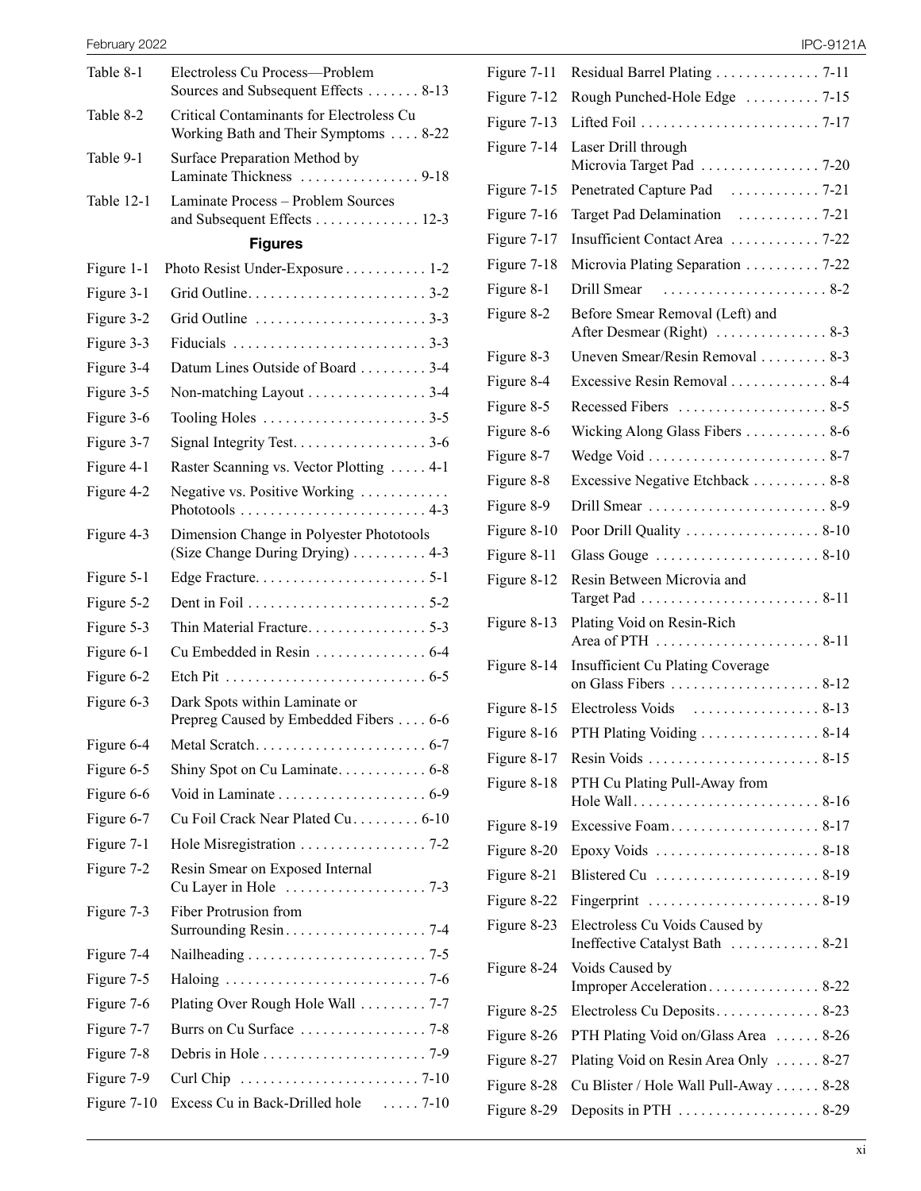| | | |
|---|---|---|
| Table 8-1 | Electroless Cu Process—Problem Sources and Subsequent Effects | 8-13 |
| Table 8-2 | Critical Contaminants for Electroless Cu Working Bath and Their Symptoms | 8-22 |
| Table 9-1 | Surface Preparation Method by Laminate Thickness | 9-18 |
| Table 12-1 | Laminate Process – Problem Sources and Subsequent Effects | 12-3 |

## Figures

| | | |
|---|---|---|
| Figure 1-1 | Photo Resist Under-Exposure | 1-2 |
| Figure 3-1 | Grid Outline | 3-2 |
| Figure 3-2 | Grid Outline | 3-3 |
| Figure 3-3 | Fiducials | 3-3 |
| Figure 3-4 | Datum Lines Outside of Board | 3-4 |
| Figure 3-5 | Non-matching Layout | 3-4 |
| Figure 3-6 | Tooling Holes | 3-5 |
| Figure 3-7 | Signal Integrity Test | 3-6 |
| Figure 4-1 | Raster Scanning vs. Vector Plotting | 4-1 |
| Figure 4-2 | Negative vs. Positive Working Phototools | 4-3 |
| Figure 4-3 | Dimension Change in Polyester Phototools (Size Change During Drying) | 4-3 |
| Figure 5-1 | Edge Fracture | 5-1 |
| Figure 5-2 | Dent in Foil | 5-2 |
| Figure 5-3 | Thin Material Fracture | 5-3 |
| Figure 6-1 | Cu Embedded in Resin | 6-4 |
| Figure 6-2 | Etch Pit | 6-5 |
| Figure 6-3 | Dark Spots within Laminate or Prepreg Caused by Embedded Fibers | 6-6 |
| Figure 6-4 | Metal Scratch | 6-7 |
| Figure 6-5 | Shiny Spot on Cu Laminate | 6-8 |
| Figure 6-6 | Void in Laminate | 6-9 |
| Figure 6-7 | Cu Foil Crack Near Plated Cu | 6-10 |
| Figure 7-1 | Hole Misregistration | 7-2 |
| Figure 7-2 | Resin Smear on Exposed Internal Cu Layer in Hole | 7-3 |
| Figure 7-3 | Fiber Protrusion from Surrounding Resin | 7-4 |
| Figure 7-4 | Nailheading | 7-5 |
| Figure 7-5 | Haloing | 7-6 |
| Figure 7-6 | Plating Over Rough Hole Wall | 7-7 |
| Figure 7-7 | Burrs on Cu Surface | 7-8 |
| Figure 7-8 | Debris in Hole | 7-9 |
| Figure 7-9 | Curl Chip | 7-10 |
| Figure 7-10 | Excess Cu in Back-Drilled hole | 7-10 |
| Figure 7-11 | Residual Barrel Plating | 7-11 |
| Figure 7-12 | Rough Punched-Hole Edge | 7-15 |
| Figure 7-13 | Lifted Foil | 7-17 |
| Figure 7-14 | Laser Drill through Microvia Target Pad | 7-20 |
| Figure 7-15 | Penetrated Capture Pad | 7-21 |
| Figure 7-16 | Target Pad Delamination | 7-21 |
| Figure 7-17 | Insufficient Contact Area | 7-22 |
| Figure 7-18 | Microvia Plating Separation | 7-22 |
| Figure 8-1 | Drill Smear | 8-2 |
| Figure 8-2 | Before Smear Removal (Left) and After Desmear (Right) | 8-3 |
| Figure 8-3 | Uneven Smear/Resin Removal | 8-3 |
| Figure 8-4 | Excessive Resin Removal | 8-4 |
| Figure 8-5 | Recessed Fibers | 8-5 |
| Figure 8-6 | Wicking Along Glass Fibers | 8-6 |
| Figure 8-7 | Wedge Void | 8-7 |
| Figure 8-8 | Excessive Negative Etchback | 8-8 |
| Figure 8-9 | Drill Smear | 8-9 |
| Figure 8-10 | Poor Drill Quality | 8-10 |
| Figure 8-11 | Glass Gouge | 8-10 |
| Figure 8-12 | Resin Between Microvia and Target Pad | 8-11 |
| Figure 8-13 | Plating Void on Resin-Rich Area of PTH | 8-11 |
| Figure 8-14 | Insufficient Cu Plating Coverage on Glass Fibers | 8-12 |
| Figure 8-15 | Electroless Voids | 8-13 |
| Figure 8-16 | PTH Plating Voiding | 8-14 |
| Figure 8-17 | Resin Voids | 8-15 |
| Figure 8-18 | PTH Cu Plating Pull-Away from Hole Wall | 8-16 |
| Figure 8-19 | Excessive Foam | 8-17 |
| Figure 8-20 | Epoxy Voids | 8-18 |
| Figure 8-21 | Blistered Cu | 8-19 |
| Figure 8-22 | Fingerprint | 8-19 |
| Figure 8-23 | Electroless Cu Voids Caused by Ineffective Catalyst Bath | 8-21 |
| Figure 8-24 | Voids Caused by Improper Acceleration | 8-22 |
| Figure 8-25 | Electroless Cu Deposits | 8-23 |
| Figure 8-26 | PTH Plating Void on/Glass Area | 8-26 |
| Figure 8-27 | Plating Void on Resin Area Only | 8-27 |
| Figure 8-28 | Cu Blister / Hole Wall Pull-Away | 8-28 |
| Figure 8-29 | Deposits in PTH | 8-29 |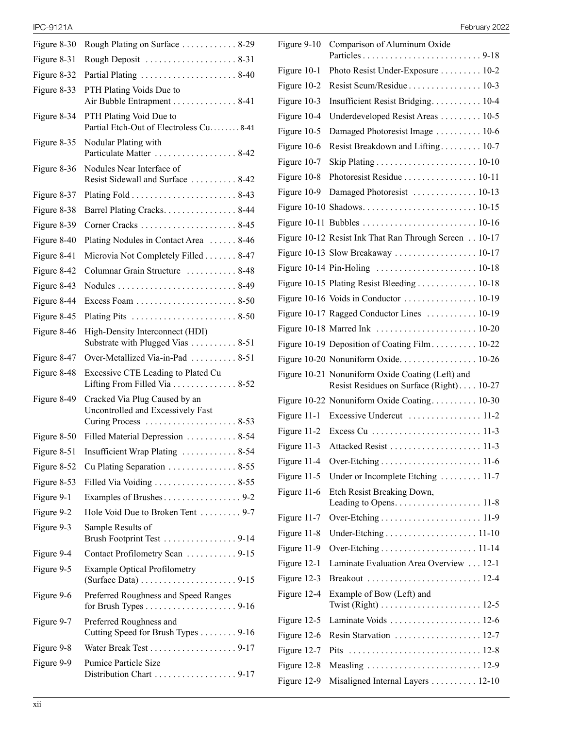| | | |
|---|---|---|
| Figure 8-30 | Rough Plating on Surface | 8-29 |
| Figure 8-31 | Rough Deposit | 8-31 |
| Figure 8-32 | Partial Plating | 8-40 |
| Figure 8-33 | PTH Plating Voids Due to Air Bubble Entrapment | 8-41 |
| Figure 8-34 | PTH Plating Void Due to Partial Etch-Out of Electroless Cu | 8-41 |
| Figure 8-35 | Nodular Plating with Particulate Matter | 8-42 |
| Figure 8-36 | Nodules Near Interface of Resist Sidewall and Surface | 8-42 |
| Figure 8-37 | Plating Fold | 8-43 |
| Figure 8-38 | Barrel Plating Cracks | 8-44 |
| Figure 8-39 | Corner Cracks | 8-45 |
| Figure 8-40 | Plating Nodules in Contact Area | 8-46 |
| Figure 8-41 | Microvia Not Completely Filled | 8-47 |
| Figure 8-42 | Columnar Grain Structure | 8-48 |
| Figure 8-43 | Nodules | 8-49 |
| Figure 8-44 | Excess Foam | 8-50 |
| Figure 8-45 | Plating Pits | 8-50 |
| Figure 8-46 | High-Density Interconnect (HDI) Substrate with Plugged Vias | 8-51 |
| Figure 8-47 | Over-Metallized Via-in-Pad | 8-51 |
| Figure 8-48 | Excessive CTE Leading to Plated Cu Lifting From Filled Via | 8-52 |
| Figure 8-49 | Cracked Via Plug Caused by an Uncontrolled and Excessively Fast Curing Process | 8-53 |
| Figure 8-50 | Filled Material Depression | 8-54 |
| Figure 8-51 | Insufficient Wrap Plating | 8-54 |
| Figure 8-52 | Cu Plating Separation | 8-55 |
| Figure 8-53 | Filled Via Voiding | 8-55 |
| Figure 9-1 | Examples of Brushes | 9-2 |
| Figure 9-2 | Hole Void Due to Broken Tent | 9-7 |
| Figure 9-3 | Sample Results of Brush Footprint Test | 9-14 |
| Figure 9-4 | Contact Profilometry Scan | 9-15 |
| Figure 9-5 | Example Optical Profilometry (Surface Data) | 9-15 |
| Figure 9-6 | Preferred Roughness and Speed Ranges for Brush Types | 9-16 |
| Figure 9-7 | Preferred Roughness and Cutting Speed for Brush Types | 9-16 |
| Figure 9-8 | Water Break Test | 9-17 |
| Figure 9-9 | Pumice Particle Size Distribution Chart | 9-17 |
| Figure 9-10 | Comparison of Aluminum Oxide Particles | 9-18 |
| Figure 10-1 | Photo Resist Under-Exposure | 10-2 |
| Figure 10-2 | Resist Scum/Residue | 10-3 |
| Figure 10-3 | Insufficient Resist Bridging | 10-4 |
| Figure 10-4 | Underdeveloped Resist Areas | 10-5 |
| Figure 10-5 | Damaged Photoresist Image | 10-6 |
| Figure 10-6 | Resist Breakdown and Lifting | 10-7 |
| Figure 10-7 | Skip Plating | 10-10 |
| Figure 10-8 | Photoresist Residue | 10-11 |
| Figure 10-9 | Damaged Photoresist | 10-13 |
| Figure 10-10 | Shadows | 10-15 |
| Figure 10-11 | Bubbles | 10-16 |
| Figure 10-12 | Resist Ink That Ran Through Screen | 10-17 |
| Figure 10-13 | Slow Breakaway | 10-17 |
| Figure 10-14 | Pin-Holing | 10-18 |
| Figure 10-15 | Plating Resist Bleeding | 10-18 |
| Figure 10-16 | Voids in Conductor | 10-19 |
| Figure 10-17 | Ragged Conductor Lines | 10-19 |
| Figure 10-18 | Marred Ink | 10-20 |
| Figure 10-19 | Deposition of Coating Film | 10-22 |
| Figure 10-20 | Nonuniform Oxide | 10-26 |
| Figure 10-21 | Nonuniform Oxide Coating (Left) and Resist Residues on Surface (Right) | 10-27 |
| Figure 10-22 | Nonuniform Oxide Coating | 10-30 |
| Figure 11-1 | Excessive Undercut | 11-2 |
| Figure 11-2 | Excess Cu | 11-3 |
| Figure 11-3 | Attacked Resist | 11-3 |
| Figure 11-4 | Over-Etching | 11-6 |
| Figure 11-5 | Under or Incomplete Etching | 11-7 |
| Figure 11-6 | Etch Resist Breaking Down, Leading to Opens | 11-8 |
| Figure 11-7 | Over-Etching | 11-9 |
| Figure 11-8 | Under-Etching | 11-10 |
| Figure 11-9 | Over-Etching | 11-14 |
| Figure 12-1 | Laminate Evaluation Area Overview | 12-1 |
| Figure 12-3 | Breakout | 12-4 |
| Figure 12-4 | Example of Bow (Left) and Twist (Right) | 12-5 |
| Figure 12-5 | Laminate Voids | 12-6 |
| Figure 12-6 | Resin Starvation | 12-7 |
| Figure 12-7 | Pits | 12-8 |
| Figure 12-8 | Measling | 12-9 |
| Figure 12-9 | Misaligned Internal Layers | 12-10 |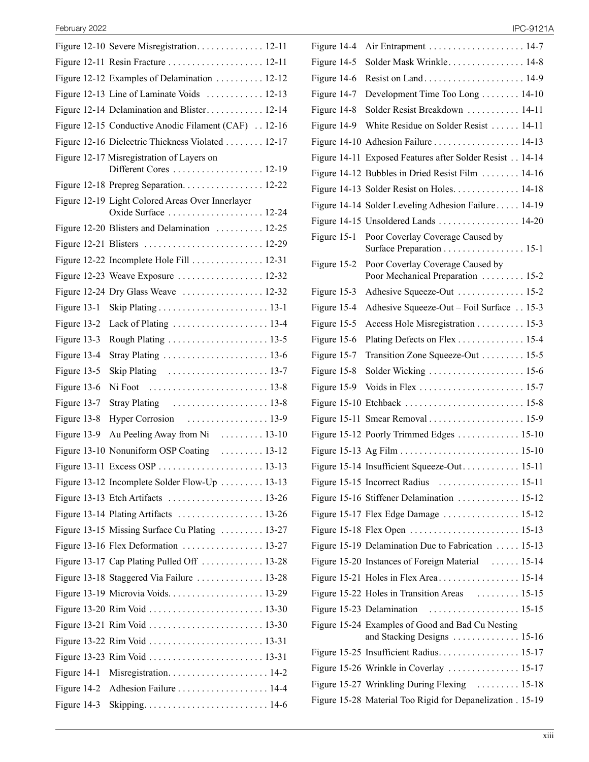Figure 12-10 Severe Misregistration. . . . . . . . . . . . . . 12-11
Figure 12-11 Resin Fracture . . . . . . . . . . . . . . . . . . . . 12-11
Figure 12-12 Examples of Delamination . . . . . . . . . . 12-12
Figure 12-13 Line of Laminate Voids . . . . . . . . . . . . 12-13
Figure 12-14 Delamination and Blister. . . . . . . . . . . . 12-14
Figure 12-15 Conductive Anodic Filament (CAF) . . 12-16
Figure 12-16 Dielectric Thickness Violated . . . . . . . . 12-17
Figure 12-17 Misregistration of Layers on Different Cores . . . . . . . . . . . . . . . . . . . 12-19
Figure 12-18 Prepreg Separation. . . . . . . . . . . . . . . . . 12-22
Figure 12-19 Light Colored Areas Over Innerlayer Oxide Surface . . . . . . . . . . . . . . . . . . . . 12-24
Figure 12-20 Blisters and Delamination . . . . . . . . . . 12-25
Figure 12-21 Blisters . . . . . . . . . . . . . . . . . . . . . . . . . 12-29
Figure 12-22 Incomplete Hole Fill . . . . . . . . . . . . . . . 12-31
Figure 12-23 Weave Exposure . . . . . . . . . . . . . . . . . . 12-32
Figure 12-24 Dry Glass Weave . . . . . . . . . . . . . . . . . 12-32
Figure 13-1 Skip Plating . . . . . . . . . . . . . . . . . . . . . . . 13-1
Figure 13-2 Lack of Plating . . . . . . . . . . . . . . . . . . . . 13-4
Figure 13-3 Rough Plating . . . . . . . . . . . . . . . . . . . . . 13-5
Figure 13-4 Stray Plating . . . . . . . . . . . . . . . . . . . . . . 13-6
Figure 13-5 Skip Plating . . . . . . . . . . . . . . . . . . . . . 13-7
Figure 13-6 Ni Foot . . . . . . . . . . . . . . . . . . . . . . . . . 13-8
Figure 13-7 Stray Plating . . . . . . . . . . . . . . . . . . . . 13-8
Figure 13-8 Hyper Corrosion . . . . . . . . . . . . . . . . . 13-9
Figure 13-9 Au Peeling Away from Ni . . . . . . . . . 13-10
Figure 13-10 Nonuniform OSP Coating . . . . . . . . . 13-12
Figure 13-11 Excess OSP . . . . . . . . . . . . . . . . . . . . . . 13-13
Figure 13-12 Incomplete Solder Flow-Up . . . . . . . . . 13-13
Figure 13-13 Etch Artifacts . . . . . . . . . . . . . . . . . . . . 13-26
Figure 13-14 Plating Artifacts . . . . . . . . . . . . . . . . . . 13-26
Figure 13-15 Missing Surface Cu Plating . . . . . . . . . 13-27
Figure 13-16 Flex Deformation . . . . . . . . . . . . . . . . . 13-27
Figure 13-17 Cap Plating Pulled Off . . . . . . . . . . . . . 13-28
Figure 13-18 Staggered Via Failure . . . . . . . . . . . . . . 13-28
Figure 13-19 Microvia Voids. . . . . . . . . . . . . . . . . . . . 13-29
Figure 13-20 Rim Void . . . . . . . . . . . . . . . . . . . . . . . . 13-30
Figure 13-21 Rim Void . . . . . . . . . . . . . . . . . . . . . . . . 13-30
Figure 13-22 Rim Void . . . . . . . . . . . . . . . . . . . . . . . . 13-31
Figure 13-23 Rim Void . . . . . . . . . . . . . . . . . . . . . . . . 13-31
Figure 14-1 Misregistration. . . . . . . . . . . . . . . . . . . . . 14-2
Figure 14-2 Adhesion Failure . . . . . . . . . . . . . . . . . . . 14-4
Figure 14-3 Skipping. . . . . . . . . . . . . . . . . . . . . . . . . . 14-6
Figure 14-4 Air Entrapment . . . . . . . . . . . . . . . . . . . . 14-7
Figure 14-5 Solder Mask Wrinkle. . . . . . . . . . . . . . . . 14-8
Figure 14-6 Resist on Land . . . . . . . . . . . . . . . . . . . . . 14-9
Figure 14-7 Development Time Too Long . . . . . . . . 14-10
Figure 14-8 Solder Resist Breakdown . . . . . . . . . . . 14-11
Figure 14-9 White Residue on Solder Resist . . . . . . 14-11
Figure 14-10 Adhesion Failure . . . . . . . . . . . . . . . . . . 14-13
Figure 14-11 Exposed Features after Solder Resist . . 14-14
Figure 14-12 Bubbles in Dried Resist Film . . . . . . . . 14-16
Figure 14-13 Solder Resist on Holes. . . . . . . . . . . . . . 14-18
Figure 14-14 Solder Leveling Adhesion Failure . . . . . 14-19
Figure 14-15 Unsoldered Lands . . . . . . . . . . . . . . . . . 14-20
Figure 15-1 Poor Coverlay Coverage Caused by Surface Preparation . . . . . . . . . . . . . . . . . 15-1
Figure 15-2 Poor Coverlay Coverage Caused by Poor Mechanical Preparation . . . . . . . . . 15-2
Figure 15-3 Adhesive Squeeze-Out . . . . . . . . . . . . . . 15-2
Figure 15-4 Adhesive Squeeze-Out – Foil Surface . . 15-3
Figure 15-5 Access Hole Misregistration . . . . . . . . . . 15-3
Figure 15-6 Plating Defects on Flex . . . . . . . . . . . . . . 15-4
Figure 15-7 Transition Zone Squeeze-Out . . . . . . . . . 15-5
Figure 15-8 Solder Wicking . . . . . . . . . . . . . . . . . . . . 15-6
Figure 15-9 Voids in Flex . . . . . . . . . . . . . . . . . . . . . . 15-7
Figure 15-10 Etchback . . . . . . . . . . . . . . . . . . . . . . . . . 15-8
Figure 15-11 Smear Removal . . . . . . . . . . . . . . . . . . . . 15-9
Figure 15-12 Poorly Trimmed Edges . . . . . . . . . . . . . 15-10
Figure 15-13 Ag Film . . . . . . . . . . . . . . . . . . . . . . . . . 15-10
Figure 15-14 Insufficient Squeeze-Out. . . . . . . . . . . . 15-11
Figure 15-15 Incorrect Radius . . . . . . . . . . . . . . . . . 15-11
Figure 15-16 Stiffener Delamination . . . . . . . . . . . . . 15-12
Figure 15-17 Flex Edge Damage . . . . . . . . . . . . . . . . 15-12
Figure 15-18 Flex Open . . . . . . . . . . . . . . . . . . . . . . . 15-13
Figure 15-19 Delamination Due to Fabrication . . . . . 15-13
Figure 15-20 Instances of Foreign Material . . . . . . 15-14
Figure 15-21 Holes in Flex Area . . . . . . . . . . . . . . . . . 15-14
Figure 15-22 Holes in Transition Areas . . . . . . . . . 15-15
Figure 15-23 Delamination . . . . . . . . . . . . . . . . . . . 15-15
Figure 15-24 Examples of Good and Bad Cu Nesting and Stacking Designs . . . . . . . . . . . . . . 15-16
Figure 15-25 Insufficient Radius. . . . . . . . . . . . . . . . . 15-17
Figure 15-26 Wrinkle in Coverlay . . . . . . . . . . . . . . . 15-17
Figure 15-27 Wrinkling During Flexing . . . . . . . . . 15-18
Figure 15-28 Material Too Rigid for Depanelization . 15-19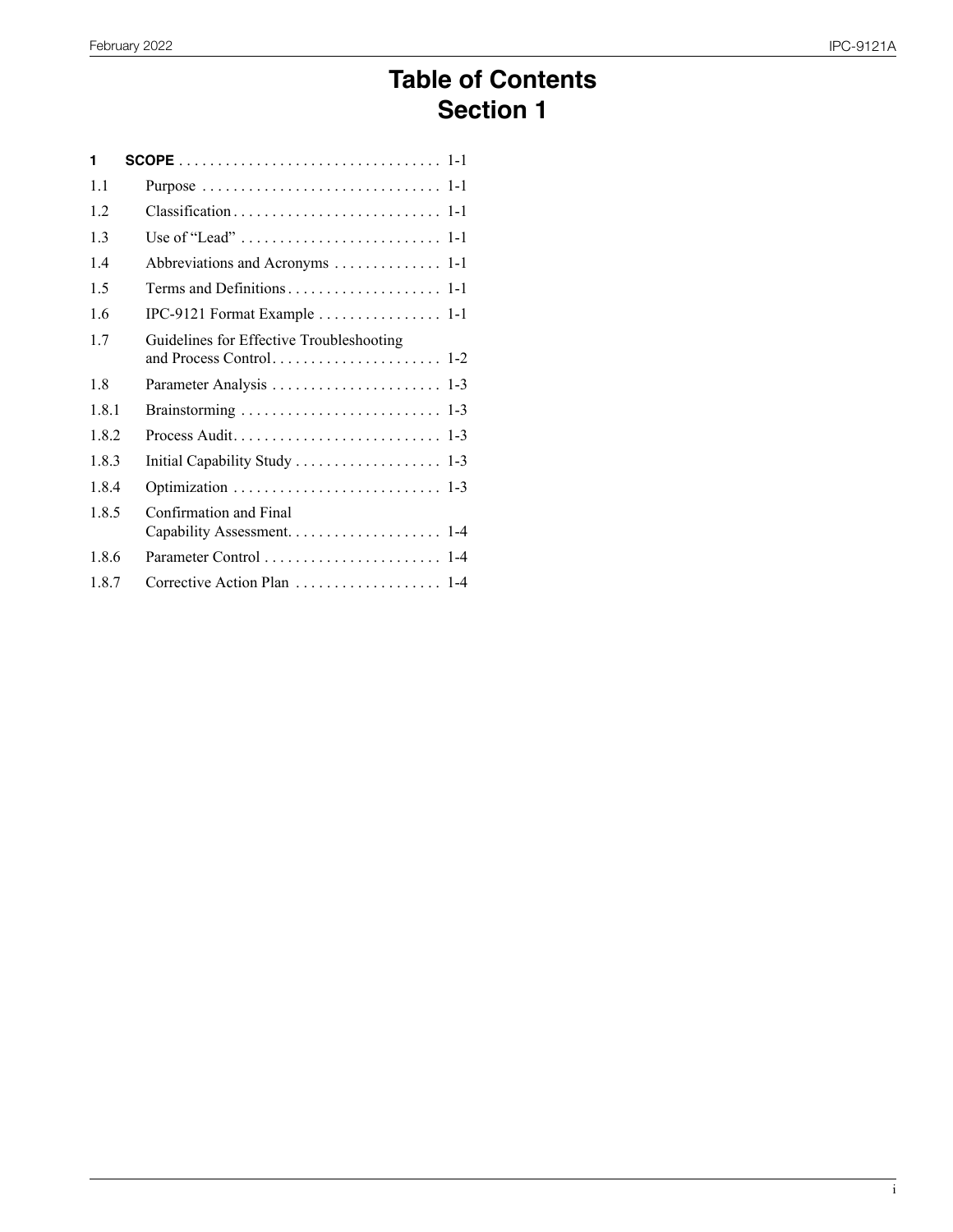# Table of Contents
## Section 1

| | | |
|---|---|---|
| **1** | **SCOPE** | 1-1 |
| 1.1 | Purpose | 1-1 |
| 1.2 | Classification | 1-1 |
| 1.3 | Use of "Lead" | 1-1 |
| 1.4 | Abbreviations and Acronyms | 1-1 |
| 1.5 | Terms and Definitions | 1-1 |
| 1.6 | IPC-9121 Format Example | 1-1 |
| 1.7 | Guidelines for Effective Troubleshooting and Process Control | 1-2 |
| 1.8 | Parameter Analysis | 1-3 |
| 1.8.1 | Brainstorming | 1-3 |
| 1.8.2 | Process Audit | 1-3 |
| 1.8.3 | Initial Capability Study | 1-3 |
| 1.8.4 | Optimization | 1-3 |
| 1.8.5 | Confirmation and Final Capability Assessment | 1-4 |
| 1.8.6 | Parameter Control | 1-4 |
| 1.8.7 | Corrective Action Plan | 1-4 |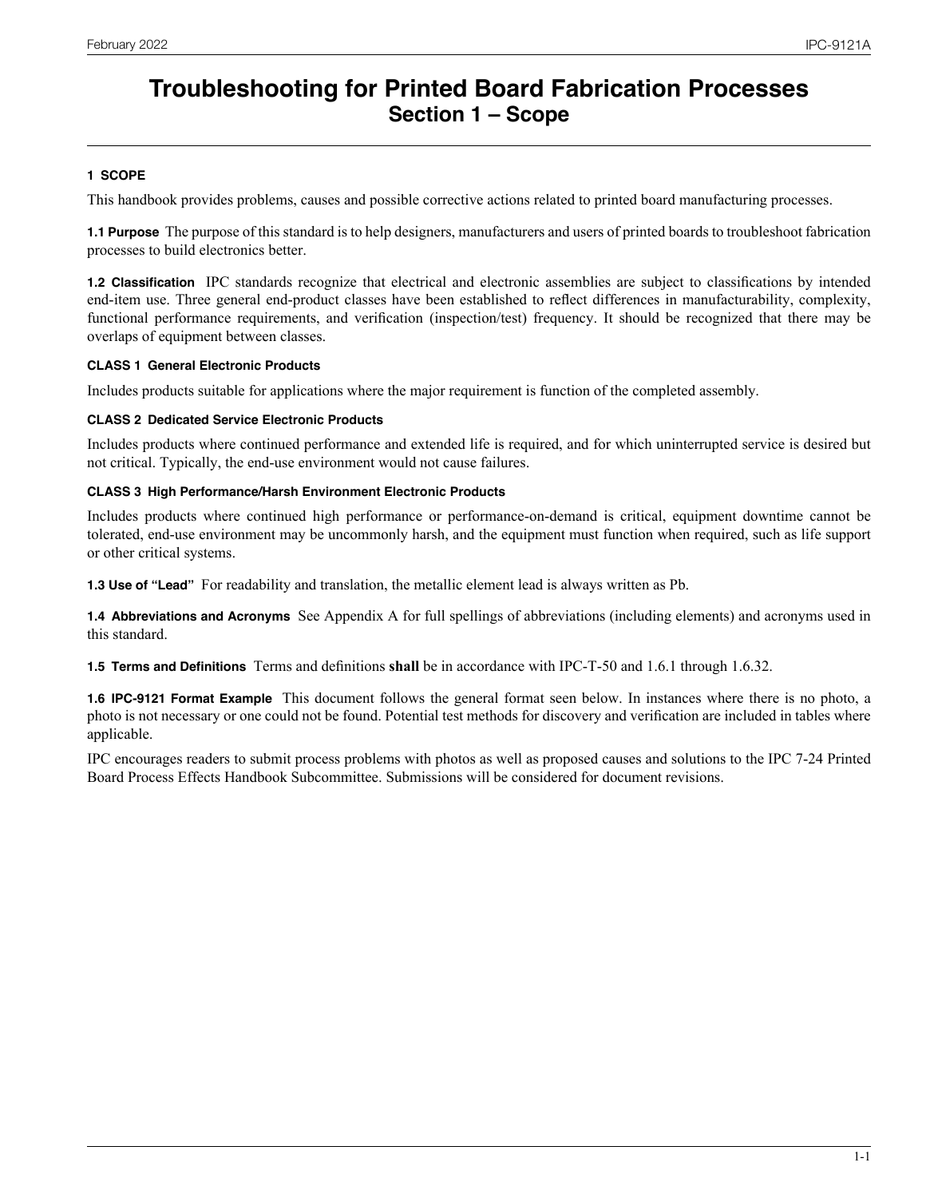# Troubleshooting for Printed Board Fabrication Processes
## Section 1 – Scope

### 1 SCOPE

This handbook provides problems, causes and possible corrective actions related to printed board manufacturing processes.

**1.1 Purpose** The purpose of this standard is to help designers, manufacturers and users of printed boards to troubleshoot fabrication processes to build electronics better.

**1.2 Classification** IPC standards recognize that electrical and electronic assemblies are subject to classifications by intended end-item use. Three general end-product classes have been established to reflect differences in manufacturability, complexity, functional performance requirements, and verification (inspection/test) frequency. It should be recognized that there may be overlaps of equipment between classes.

**CLASS 1 General Electronic Products**

Includes products suitable for applications where the major requirement is function of the completed assembly.

**CLASS 2 Dedicated Service Electronic Products**

Includes products where continued performance and extended life is required, and for which uninterrupted service is desired but not critical. Typically, the end-use environment would not cause failures.

**CLASS 3 High Performance/Harsh Environment Electronic Products**

Includes products where continued high performance or performance-on-demand is critical, equipment downtime cannot be tolerated, end-use environment may be uncommonly harsh, and the equipment must function when required, such as life support or other critical systems.

**1.3 Use of "Lead"** For readability and translation, the metallic element lead is always written as Pb.

**1.4 Abbreviations and Acronyms** See Appendix A for full spellings of abbreviations (including elements) and acronyms used in this standard.

**1.5 Terms and Definitions** Terms and definitions **shall** be in accordance with IPC-T-50 and 1.6.1 through 1.6.32.

**1.6 IPC-9121 Format Example** This document follows the general format seen below. In instances where there is no photo, a photo is not necessary or one could not be found. Potential test methods for discovery and verification are included in tables where applicable.

IPC encourages readers to submit process problems with photos as well as proposed causes and solutions to the IPC 7-24 Printed Board Process Effects Handbook Subcommittee. Submissions will be considered for document revisions.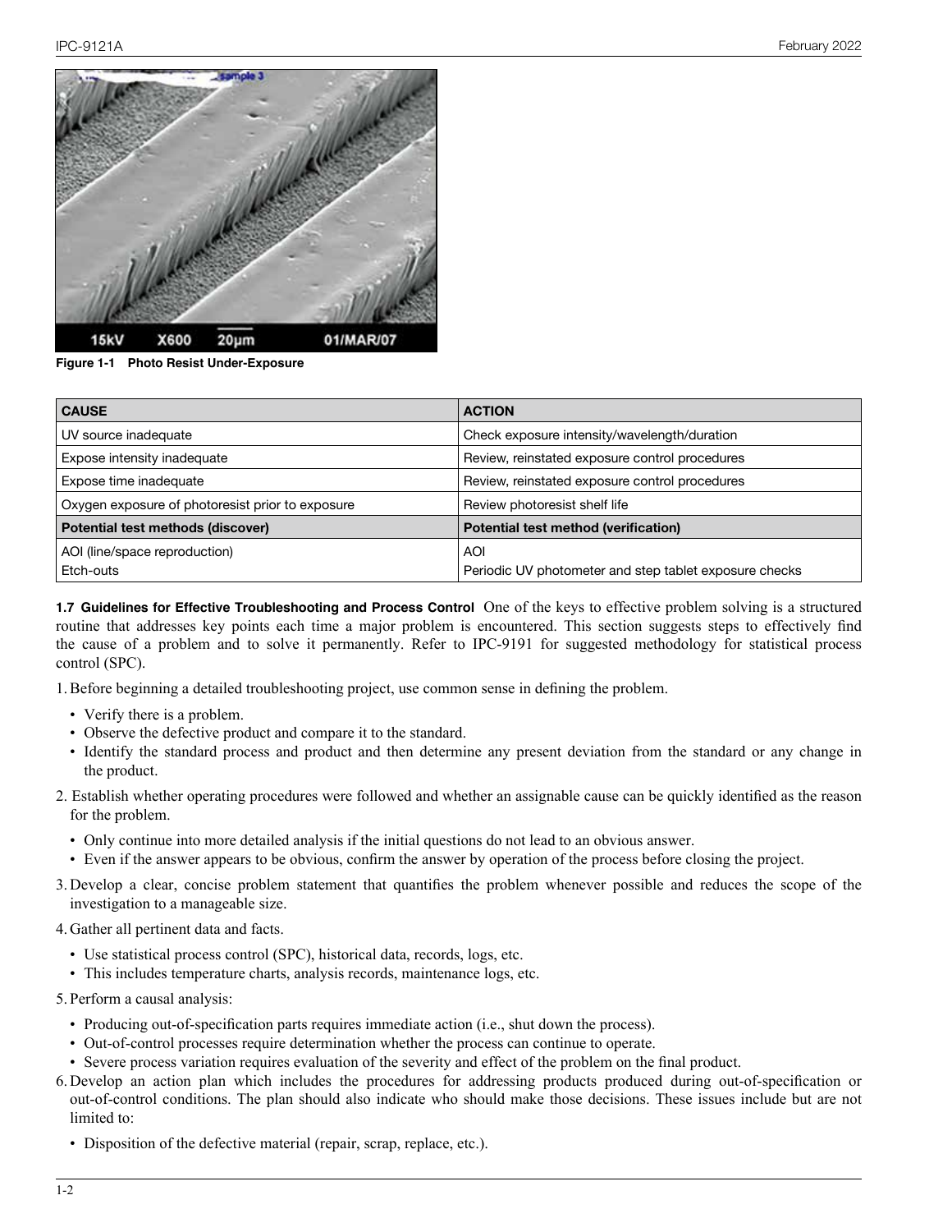Figure 1-1 Photo Resist Under-Exposure

| CAUSE | ACTION |
|---|---|
| UV source inadequate | Check exposure intensity/wavelength/duration |
| Expose intensity inadequate | Review, reinstated exposure control procedures |
| Expose time inadequate | Review, reinstated exposure control procedures |
| Oxygen exposure of photoresist prior to exposure | Review photoresist shelf life |
| **Potential test methods (discover)** | **Potential test method (verification)** |
| AOI (line/space reproduction)<br>Etch-outs | AOI<br>Periodic UV photometer and step tablet exposure checks |

**1.7 Guidelines for Effective Troubleshooting and Process Control** One of the keys to effective problem solving is a structured routine that addresses key points each time a major problem is encountered. This section suggests steps to effectively find the cause of a problem and to solve it permanently. Refer to IPC-9191 for suggested methodology for statistical process control (SPC).

1. Before beginning a detailed troubleshooting project, use common sense in defining the problem.
   - Verify there is a problem.
   - Observe the defective product and compare it to the standard.
   - Identify the standard process and product and then determine any present deviation from the standard or any change in the product.
2. Establish whether operating procedures were followed and whether an assignable cause can be quickly identified as the reason for the problem.
   - Only continue into more detailed analysis if the initial questions do not lead to an obvious answer.
   - Even if the answer appears to be obvious, confirm the answer by operation of the process before closing the project.
3. Develop a clear, concise problem statement that quantifies the problem whenever possible and reduces the scope of the investigation to a manageable size.
4. Gather all pertinent data and facts.
   - Use statistical process control (SPC), historical data, records, logs, etc.
   - This includes temperature charts, analysis records, maintenance logs, etc.
5. Perform a causal analysis:
   - Producing out-of-specification parts requires immediate action (i.e., shut down the process).
   - Out-of-control processes require determination whether the process can continue to operate.
   - Severe process variation requires evaluation of the severity and effect of the problem on the final product.
6. Develop an action plan which includes the procedures for addressing products produced during out-of-specification or out-of-control conditions. The plan should also indicate who should make those decisions. These issues include but are not limited to:
   - Disposition of the defective material (repair, scrap, replace, etc.).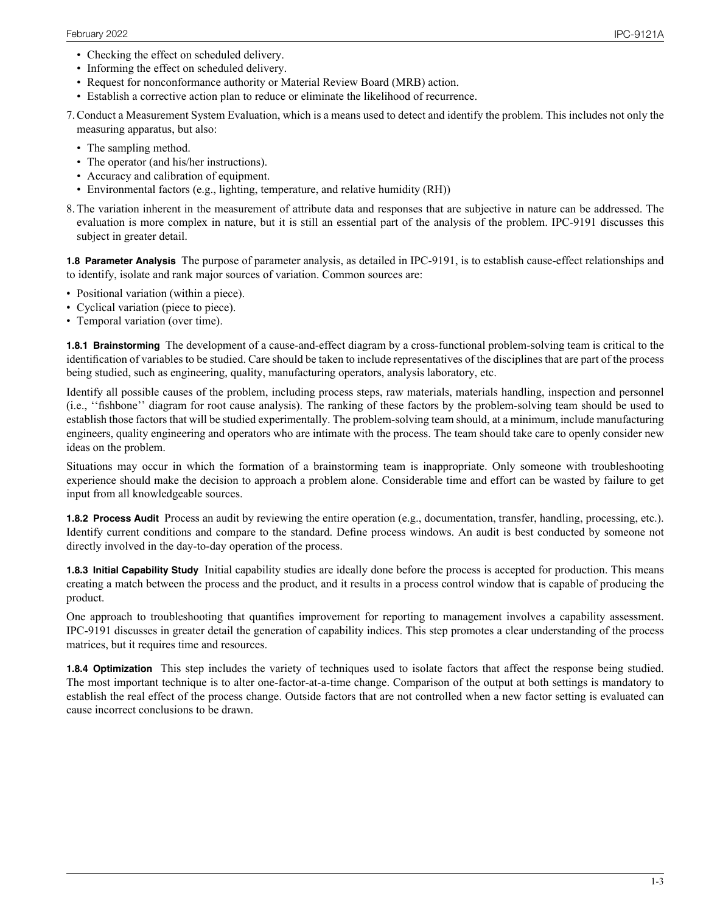- Checking the effect on scheduled delivery.
- Informing the effect on scheduled delivery.
- Request for nonconformance authority or Material Review Board (MRB) action.
- Establish a corrective action plan to reduce or eliminate the likelihood of recurrence.

7. Conduct a Measurement System Evaluation, which is a means used to detect and identify the problem. This includes not only the measuring apparatus, but also:
   - The sampling method.
   - The operator (and his/her instructions).
   - Accuracy and calibration of equipment.
   - Environmental factors (e.g., lighting, temperature, and relative humidity (RH))

8. The variation inherent in the measurement of attribute data and responses that are subjective in nature can be addressed. The evaluation is more complex in nature, but it is still an essential part of the analysis of the problem. IPC-9191 discusses this subject in greater detail.

**1.8 Parameter Analysis** The purpose of parameter analysis, as detailed in IPC-9191, is to establish cause-effect relationships and to identify, isolate and rank major sources of variation. Common sources are:

- Positional variation (within a piece).
- Cyclical variation (piece to piece).
- Temporal variation (over time).

**1.8.1 Brainstorming** The development of a cause-and-effect diagram by a cross-functional problem-solving team is critical to the identification of variables to be studied. Care should be taken to include representatives of the disciplines that are part of the process being studied, such as engineering, quality, manufacturing operators, analysis laboratory, etc.

Identify all possible causes of the problem, including process steps, raw materials, materials handling, inspection and personnel (i.e., ''fishbone'' diagram for root cause analysis). The ranking of these factors by the problem-solving team should be used to establish those factors that will be studied experimentally. The problem-solving team should, at a minimum, include manufacturing engineers, quality engineering and operators who are intimate with the process. The team should take care to openly consider new ideas on the problem.

Situations may occur in which the formation of a brainstorming team is inappropriate. Only someone with troubleshooting experience should make the decision to approach a problem alone. Considerable time and effort can be wasted by failure to get input from all knowledgeable sources.

**1.8.2 Process Audit** Process an audit by reviewing the entire operation (e.g., documentation, transfer, handling, processing, etc.). Identify current conditions and compare to the standard. Define process windows. An audit is best conducted by someone not directly involved in the day-to-day operation of the process.

**1.8.3 Initial Capability Study** Initial capability studies are ideally done before the process is accepted for production. This means creating a match between the process and the product, and it results in a process control window that is capable of producing the product.

One approach to troubleshooting that quantifies improvement for reporting to management involves a capability assessment. IPC-9191 discusses in greater detail the generation of capability indices. This step promotes a clear understanding of the process matrices, but it requires time and resources.

**1.8.4 Optimization** This step includes the variety of techniques used to isolate factors that affect the response being studied. The most important technique is to alter one-factor-at-a-time change. Comparison of the output at both settings is mandatory to establish the real effect of the process change. Outside factors that are not controlled when a new factor setting is evaluated can cause incorrect conclusions to be drawn.